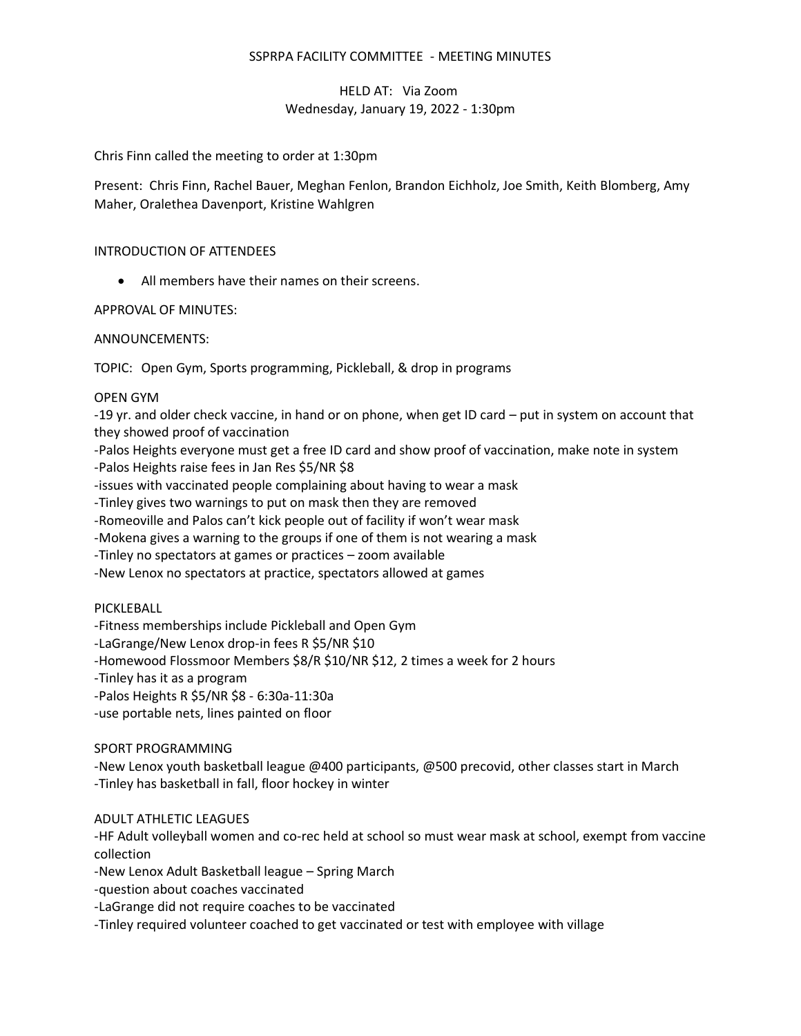SSPRPA FACILITY COMMITTEE - MEETING MINUTES

HELD AT: Via Zoom
Wednesday, January 19, 2022 - 1:30pm

Chris Finn called the meeting to order at 1:30pm

Present: Chris Finn, Rachel Bauer, Meghan Fenlon, Brandon Eichholz, Joe Smith, Keith Blomberg, Amy Maher, Oralethea Davenport, Kristine Wahlgren

INTRODUCTION OF ATTENDEES

- All members have their names on their screens.

APPROVAL OF MINUTES:

ANNOUNCEMENTS:

TOPIC: Open Gym, Sports programming, Pickleball, & drop in programs

OPEN GYM

-19 yr. and older check vaccine, in hand or on phone, when get ID card – put in system on account that they showed proof of vaccination
-Palos Heights everyone must get a free ID card and show proof of vaccination, make note in system
-Palos Heights raise fees in Jan Res $5/NR $8
-issues with vaccinated people complaining about having to wear a mask
-Tinley gives two warnings to put on mask then they are removed
-Romeoville and Palos can't kick people out of facility if won't wear mask
-Mokena gives a warning to the groups if one of them is not wearing a mask
-Tinley no spectators at games or practices – zoom available
-New Lenox no spectators at practice, spectators allowed at games

PICKLEBALL

-Fitness memberships include Pickleball and Open Gym
-LaGrange/New Lenox drop-in fees R $5/NR $10
-Homewood Flossmoor Members $8/R $10/NR $12, 2 times a week for 2 hours
-Tinley has it as a program
-Palos Heights R $5/NR $8 - 6:30a-11:30a
-use portable nets, lines painted on floor

SPORT PROGRAMMING

-New Lenox youth basketball league @400 participants, @500 precovid, other classes start in March
-Tinley has basketball in fall, floor hockey in winter

ADULT ATHLETIC LEAGUES

-HF Adult volleyball women and co-rec held at school so must wear mask at school, exempt from vaccine collection
-New Lenox Adult Basketball league – Spring March
-question about coaches vaccinated
-LaGrange did not require coaches to be vaccinated
-Tinley required volunteer coached to get vaccinated or test with employee with village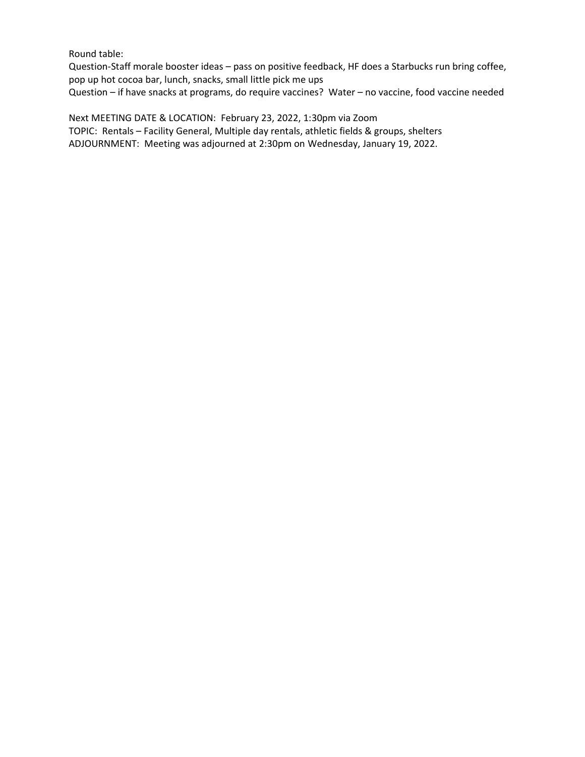Round table:

Question-Staff morale booster ideas – pass on positive feedback, HF does a Starbucks run bring coffee, pop up hot cocoa bar, lunch, snacks, small little pick me ups

Question – if have snacks at programs, do require vaccines? Water – no vaccine, food vaccine needed

Next MEETING DATE & LOCATION: February 23, 2022, 1:30pm via Zoom

TOPIC: Rentals – Facility General, Multiple day rentals, athletic fields & groups, shelters

ADJOURNMENT: Meeting was adjourned at 2:30pm on Wednesday, January 19, 2022.